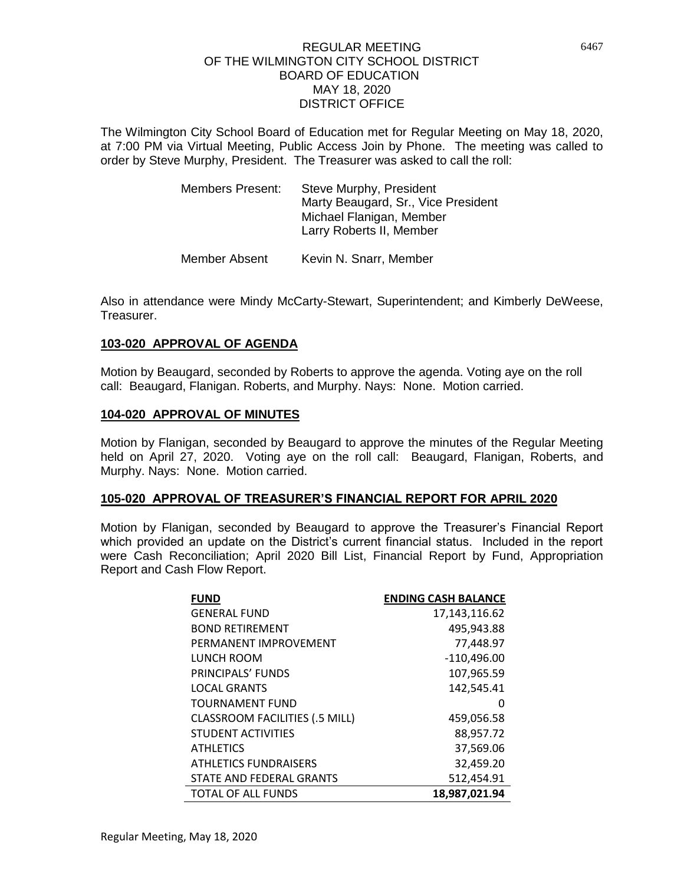# REGULAR MEETING
# OF THE WILMINGTON CITY SCHOOL DISTRICT
# BOARD OF EDUCATION
# MAY 18, 2020
# DISTRICT OFFICE

The Wilmington City School Board of Education met for Regular Meeting on May 18, 2020, at 7:00 PM via Virtual Meeting, Public Access Join by Phone. The meeting was called to order by Steve Murphy, President. The Treasurer was asked to call the roll:

Members Present: Steve Murphy, President
Marty Beaugard, Sr., Vice President
Michael Flanigan, Member
Larry Roberts II, Member

Member Absent Kevin N. Snarr, Member

Also in attendance were Mindy McCarty-Stewart, Superintendent; and Kimberly DeWeese, Treasurer.

## 103-020 APPROVAL OF AGENDA

Motion by Beaugard, seconded by Roberts to approve the agenda. Voting aye on the roll call: Beaugard, Flanigan. Roberts, and Murphy. Nays: None. Motion carried.

## 104-020 APPROVAL OF MINUTES

Motion by Flanigan, seconded by Beaugard to approve the minutes of the Regular Meeting held on April 27, 2020. Voting aye on the roll call: Beaugard, Flanigan, Roberts, and Murphy. Nays: None. Motion carried.

## 105-020 APPROVAL OF TREASURER'S FINANCIAL REPORT FOR APRIL 2020

Motion by Flanigan, seconded by Beaugard to approve the Treasurer's Financial Report which provided an update on the District's current financial status. Included in the report were Cash Reconciliation; April 2020 Bill List, Financial Report by Fund, Appropriation Report and Cash Flow Report.

| FUND | ENDING CASH BALANCE |
|---|---|
| GENERAL FUND | 17,143,116.62 |
| BOND RETIREMENT | 495,943.88 |
| PERMANENT IMPROVEMENT | 77,448.97 |
| LUNCH ROOM | -110,496.00 |
| PRINCIPALS' FUNDS | 107,965.59 |
| LOCAL GRANTS | 142,545.41 |
| TOURNAMENT FUND | 0 |
| CLASSROOM FACILITIES (.5 MILL) | 459,056.58 |
| STUDENT ACTIVITIES | 88,957.72 |
| ATHLETICS | 37,569.06 |
| ATHLETICS FUNDRAISERS | 32,459.20 |
| STATE AND FEDERAL GRANTS | 512,454.91 |
| TOTAL OF ALL FUNDS | **18,987,021.94** |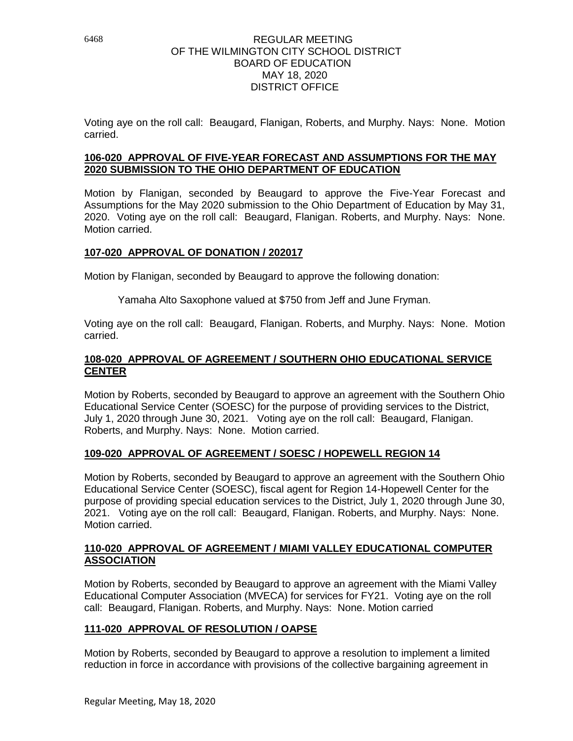Voting aye on the roll call: Beaugard, Flanigan, Roberts, and Murphy. Nays: None. Motion carried.

**106-020 APPROVAL OF FIVE-YEAR FORECAST AND ASSUMPTIONS FOR THE MAY 2020 SUBMISSION TO THE OHIO DEPARTMENT OF EDUCATION**

Motion by Flanigan, seconded by Beaugard to approve the Five-Year Forecast and Assumptions for the May 2020 submission to the Ohio Department of Education by May 31, 2020. Voting aye on the roll call: Beaugard, Flanigan. Roberts, and Murphy. Nays: None. Motion carried.

**107-020 APPROVAL OF DONATION / 202017**

Motion by Flanigan, seconded by Beaugard to approve the following donation:

Yamaha Alto Saxophone valued at $750 from Jeff and June Fryman.

Voting aye on the roll call: Beaugard, Flanigan. Roberts, and Murphy. Nays: None. Motion carried.

**108-020 APPROVAL OF AGREEMENT / SOUTHERN OHIO EDUCATIONAL SERVICE CENTER**

Motion by Roberts, seconded by Beaugard to approve an agreement with the Southern Ohio Educational Service Center (SOESC) for the purpose of providing services to the District, July 1, 2020 through June 30, 2021. Voting aye on the roll call: Beaugard, Flanigan. Roberts, and Murphy. Nays: None. Motion carried.

**109-020 APPROVAL OF AGREEMENT / SOESC / HOPEWELL REGION 14**

Motion by Roberts, seconded by Beaugard to approve an agreement with the Southern Ohio Educational Service Center (SOESC), fiscal agent for Region 14-Hopewell Center for the purpose of providing special education services to the District, July 1, 2020 through June 30, 2021. Voting aye on the roll call: Beaugard, Flanigan. Roberts, and Murphy. Nays: None. Motion carried.

**110-020 APPROVAL OF AGREEMENT / MIAMI VALLEY EDUCATIONAL COMPUTER ASSOCIATION**

Motion by Roberts, seconded by Beaugard to approve an agreement with the Miami Valley Educational Computer Association (MVECA) for services for FY21. Voting aye on the roll call: Beaugard, Flanigan. Roberts, and Murphy. Nays: None. Motion carried

**111-020 APPROVAL OF RESOLUTION / OAPSE**

Motion by Roberts, seconded by Beaugard to approve a resolution to implement a limited reduction in force in accordance with provisions of the collective bargaining agreement in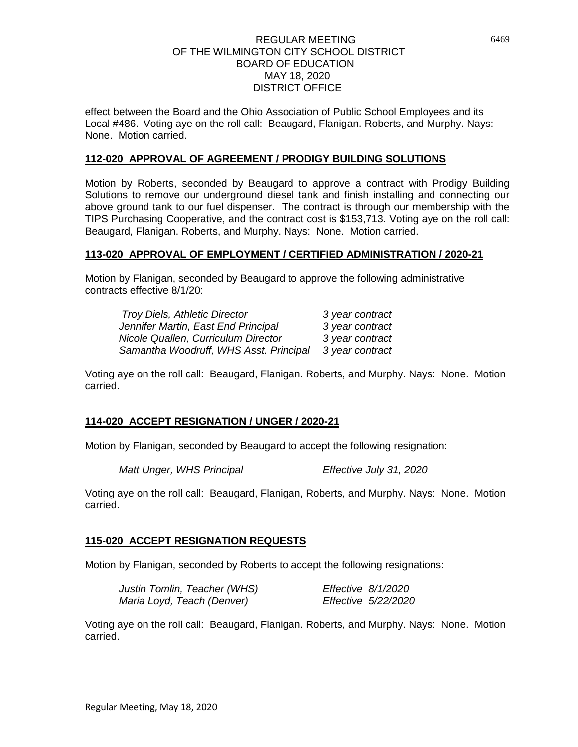effect between the Board and the Ohio Association of Public School Employees and its Local #486. Voting aye on the roll call: Beaugard, Flanigan. Roberts, and Murphy. Nays: None. Motion carried.

**112-020 APPROVAL OF AGREEMENT / PRODIGY BUILDING SOLUTIONS**

Motion by Roberts, seconded by Beaugard to approve a contract with Prodigy Building Solutions to remove our underground diesel tank and finish installing and connecting our above ground tank to our fuel dispenser. The contract is through our membership with the TIPS Purchasing Cooperative, and the contract cost is $153,713. Voting aye on the roll call: Beaugard, Flanigan. Roberts, and Murphy. Nays: None. Motion carried.

**113-020 APPROVAL OF EMPLOYMENT / CERTIFIED ADMINISTRATION / 2020-21**

Motion by Flanigan, seconded by Beaugard to approve the following administrative contracts effective 8/1/20:

| | |
|---|---|
| *Troy Diels, Athletic Director* | *3 year contract* |
| *Jennifer Martin, East End Principal* | *3 year contract* |
| *Nicole Quallen, Curriculum Director* | *3 year contract* |
| *Samantha Woodruff, WHS Asst. Principal* | *3 year contract* |

Voting aye on the roll call: Beaugard, Flanigan. Roberts, and Murphy. Nays: None. Motion carried.

**114-020 ACCEPT RESIGNATION / UNGER / 2020-21**

Motion by Flanigan, seconded by Beaugard to accept the following resignation:

| | |
|---|---|
| *Matt Unger, WHS Principal* | *Effective July 31, 2020* |

Voting aye on the roll call: Beaugard, Flanigan, Roberts, and Murphy. Nays: None. Motion carried.

**115-020 ACCEPT RESIGNATION REQUESTS**

Motion by Flanigan, seconded by Roberts to accept the following resignations:

| | |
|---|---|
| *Justin Tomlin, Teacher (WHS)* | *Effective 8/1/2020* |
| *Maria Loyd, Teach (Denver)* | *Effective 5/22/2020* |

Voting aye on the roll call: Beaugard, Flanigan. Roberts, and Murphy. Nays: None. Motion carried.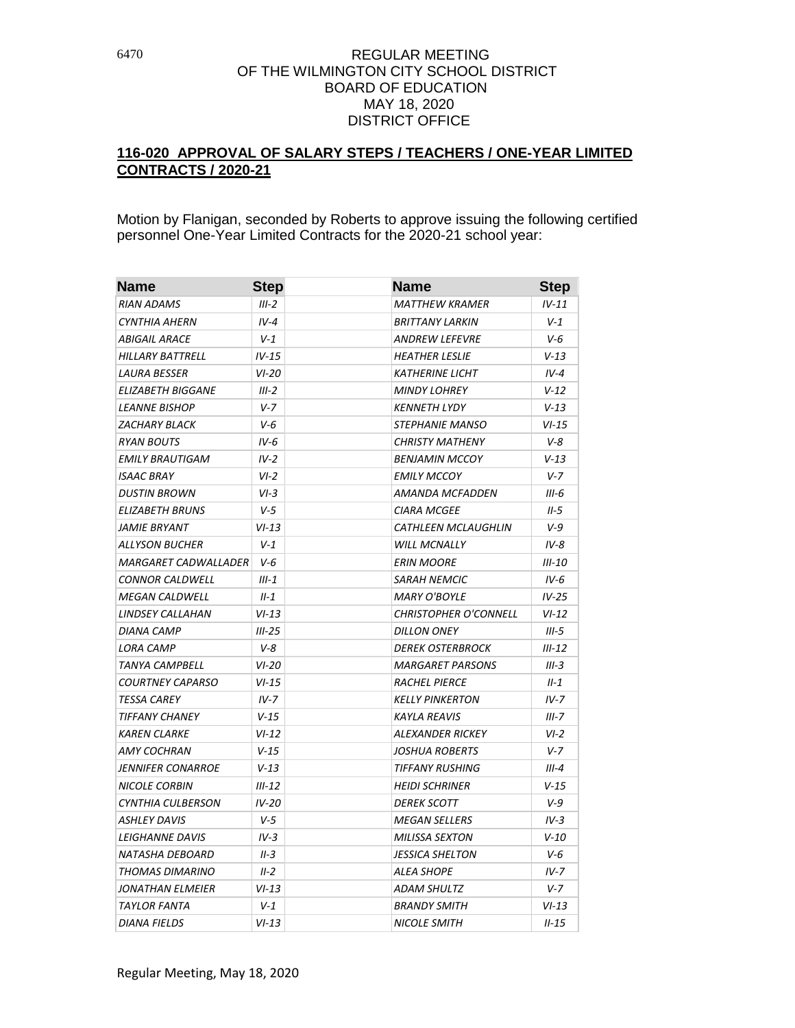REGULAR MEETING
OF THE WILMINGTON CITY SCHOOL DISTRICT
BOARD OF EDUCATION
MAY 18, 2020
DISTRICT OFFICE

## 116-020 APPROVAL OF SALARY STEPS / TEACHERS / ONE-YEAR LIMITED CONTRACTS / 2020-21

Motion by Flanigan, seconded by Roberts to approve issuing the following certified personnel One-Year Limited Contracts for the 2020-21 school year:

| Name | Step | | Name | Step |
|---|---|---|---|---|
| *RIAN ADAMS* | *III-2* | | *MATTHEW KRAMER* | *IV-11* |
| *CYNTHIA AHERN* | *IV-4* | | *BRITTANY LARKIN* | *V-1* |
| *ABIGAIL ARACE* | *V-1* | | *ANDREW LEFEVRE* | *V-6* |
| *HILLARY BATTRELL* | *IV-15* | | *HEATHER LESLIE* | *V-13* |
| *LAURA BESSER* | *VI-20* | | *KATHERINE LICHT* | *IV-4* |
| *ELIZABETH BIGGANE* | *III-2* | | *MINDY LOHREY* | *V-12* |
| *LEANNE BISHOP* | *V-7* | | *KENNETH LYDY* | *V-13* |
| *ZACHARY BLACK* | *V-6* | | *STEPHANIE MANSO* | *VI-15* |
| *RYAN BOUTS* | *IV-6* | | *CHRISTY MATHENY* | *V-8* |
| *EMILY BRAUTIGAM* | *IV-2* | | *BENJAMIN MCCOY* | *V-13* |
| *ISAAC BRAY* | *VI-2* | | *EMILY MCCOY* | *V-7* |
| *DUSTIN BROWN* | *VI-3* | | *AMANDA MCFADDEN* | *III-6* |
| *ELIZABETH BRUNS* | *V-5* | | *CIARA MCGEE* | *II-5* |
| *JAMIE BRYANT* | *VI-13* | | *CATHLEEN MCLAUGHLIN* | *V-9* |
| *ALLYSON BUCHER* | *V-1* | | *WILL MCNALLY* | *IV-8* |
| *MARGARET CADWALLADER* | *V-6* | | *ERIN MOORE* | *III-10* |
| *CONNOR CALDWELL* | *III-1* | | *SARAH NEMCIC* | *IV-6* |
| *MEGAN CALDWELL* | *II-1* | | *MARY O'BOYLE* | *IV-25* |
| *LINDSEY CALLAHAN* | *VI-13* | | *CHRISTOPHER O'CONNELL* | *VI-12* |
| *DIANA CAMP* | *III-25* | | *DILLON ONEY* | *III-5* |
| *LORA CAMP* | *V-8* | | *DEREK OSTERBROCK* | *III-12* |
| *TANYA CAMPBELL* | *VI-20* | | *MARGARET PARSONS* | *III-3* |
| *COURTNEY CAPARSO* | *VI-15* | | *RACHEL PIERCE* | *II-1* |
| *TESSA CAREY* | *IV-7* | | *KELLY PINKERTON* | *IV-7* |
| *TIFFANY CHANEY* | *V-15* | | *KAYLA REAVIS* | *III-7* |
| *KAREN CLARKE* | *VI-12* | | *ALEXANDER RICKEY* | *VI-2* |
| *AMY COCHRAN* | *V-15* | | *JOSHUA ROBERTS* | *V-7* |
| *JENNIFER CONARROE* | *V-13* | | *TIFFANY RUSHING* | *III-4* |
| *NICOLE CORBIN* | *III-12* | | *HEIDI SCHRINER* | *V-15* |
| *CYNTHIA CULBERSON* | *IV-20* | | *DEREK SCOTT* | *V-9* |
| *ASHLEY DAVIS* | *V-5* | | *MEGAN SELLERS* | *IV-3* |
| *LEIGHANNE DAVIS* | *IV-3* | | *MILISSA SEXTON* | *V-10* |
| *NATASHA DEBOARD* | *II-3* | | *JESSICA SHELTON* | *V-6* |
| *THOMAS DIMARINO* | *II-2* | | *ALEA SHOPE* | *IV-7* |
| *JONATHAN ELMEIER* | *VI-13* | | *ADAM SHULTZ* | *V-7* |
| *TAYLOR FANTA* | *V-1* | | *BRANDY SMITH* | *VI-13* |
| *DIANA FIELDS* | *VI-13* | | *NICOLE SMITH* | *II-15* |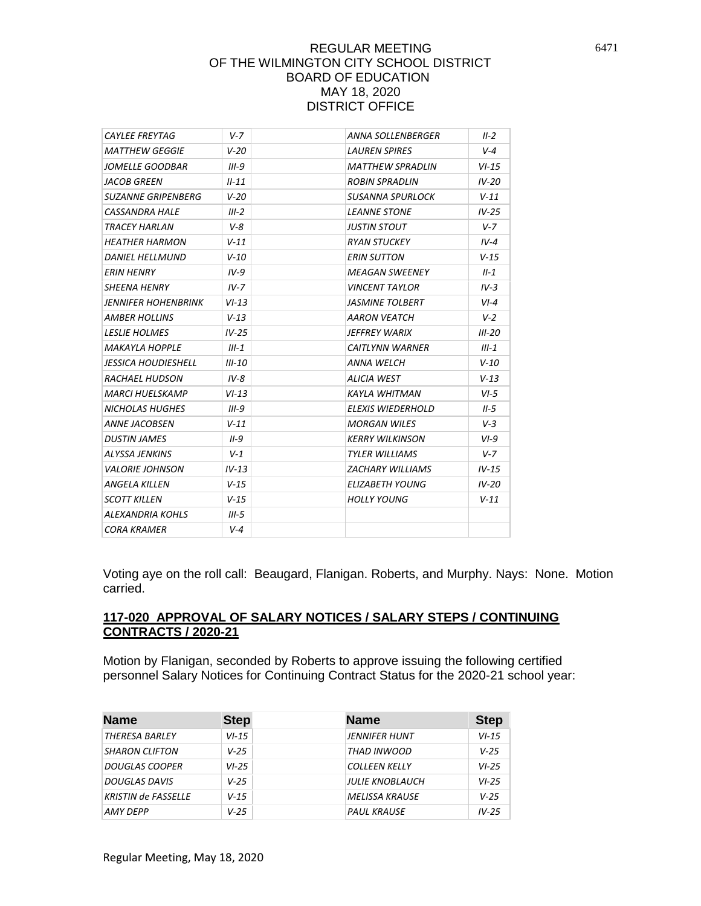| | | | | |
|---|---|---|---|---|
| CAYLEE FREYTAG | V-7 | | ANNA SOLLENBERGER | II-2 |
| MATTHEW GEGGIE | V-20 | | LAUREN SPIRES | V-4 |
| JOMELLE GOODBAR | III-9 | | MATTHEW SPRADLIN | VI-15 |
| JACOB GREEN | II-11 | | ROBIN SPRADLIN | IV-20 |
| SUZANNE GRIPENBERG | V-20 | | SUSANNA SPURLOCK | V-11 |
| CASSANDRA HALE | III-2 | | LEANNE STONE | IV-25 |
| TRACEY HARLAN | V-8 | | JUSTIN STOUT | V-7 |
| HEATHER HARMON | V-11 | | RYAN STUCKEY | IV-4 |
| DANIEL HELLMUND | V-10 | | ERIN SUTTON | V-15 |
| ERIN HENRY | IV-9 | | MEAGAN SWEENEY | II-1 |
| SHEENA HENRY | IV-7 | | VINCENT TAYLOR | IV-3 |
| JENNIFER HOHENBRINK | VI-13 | | JASMINE TOLBERT | VI-4 |
| AMBER HOLLINS | V-13 | | AARON VEATCH | V-2 |
| LESLIE HOLMES | IV-25 | | JEFFREY WARIX | III-20 |
| MAKAYLA HOPPLE | III-1 | | CAITLYNN WARNER | III-1 |
| JESSICA HOUDIESHELL | III-10 | | ANNA WELCH | V-10 |
| RACHAEL HUDSON | IV-8 | | ALICIA WEST | V-13 |
| MARCI HUELSKAMP | VI-13 | | KAYLA WHITMAN | VI-5 |
| NICHOLAS HUGHES | III-9 | | ELEXIS WIEDERHOLD | II-5 |
| ANNE JACOBSEN | V-11 | | MORGAN WILES | V-3 |
| DUSTIN JAMES | II-9 | | KERRY WILKINSON | VI-9 |
| ALYSSA JENKINS | V-1 | | TYLER WILLIAMS | V-7 |
| VALORIE JOHNSON | IV-13 | | ZACHARY WILLIAMS | IV-15 |
| ANGELA KILLEN | V-15 | | ELIZABETH YOUNG | IV-20 |
| SCOTT KILLEN | V-15 | | HOLLY YOUNG | V-11 |
| ALEXANDRIA KOHLS | III-5 | | | |
| CORA KRAMER | V-4 | | | |

Voting aye on the roll call: Beaugard, Flanigan. Roberts, and Murphy. Nays: None. Motion carried.

## 117-020 APPROVAL OF SALARY NOTICES / SALARY STEPS / CONTINUING CONTRACTS / 2020-21

Motion by Flanigan, seconded by Roberts to approve issuing the following certified personnel Salary Notices for Continuing Contract Status for the 2020-21 school year:

| Name | Step | | Name | Step |
|---|---|---|---|---|
| THERESA BARLEY | VI-15 | | JENNIFER HUNT | VI-15 |
| SHARON CLIFTON | V-25 | | THAD INWOOD | V-25 |
| DOUGLAS COOPER | VI-25 | | COLLEEN KELLY | VI-25 |
| DOUGLAS DAVIS | V-25 | | JULIE KNOBLAUCH | VI-25 |
| KRISTIN de FASSELLE | V-15 | | MELISSA KRAUSE | V-25 |
| AMY DEPP | V-25 | | PAUL KRAUSE | IV-25 |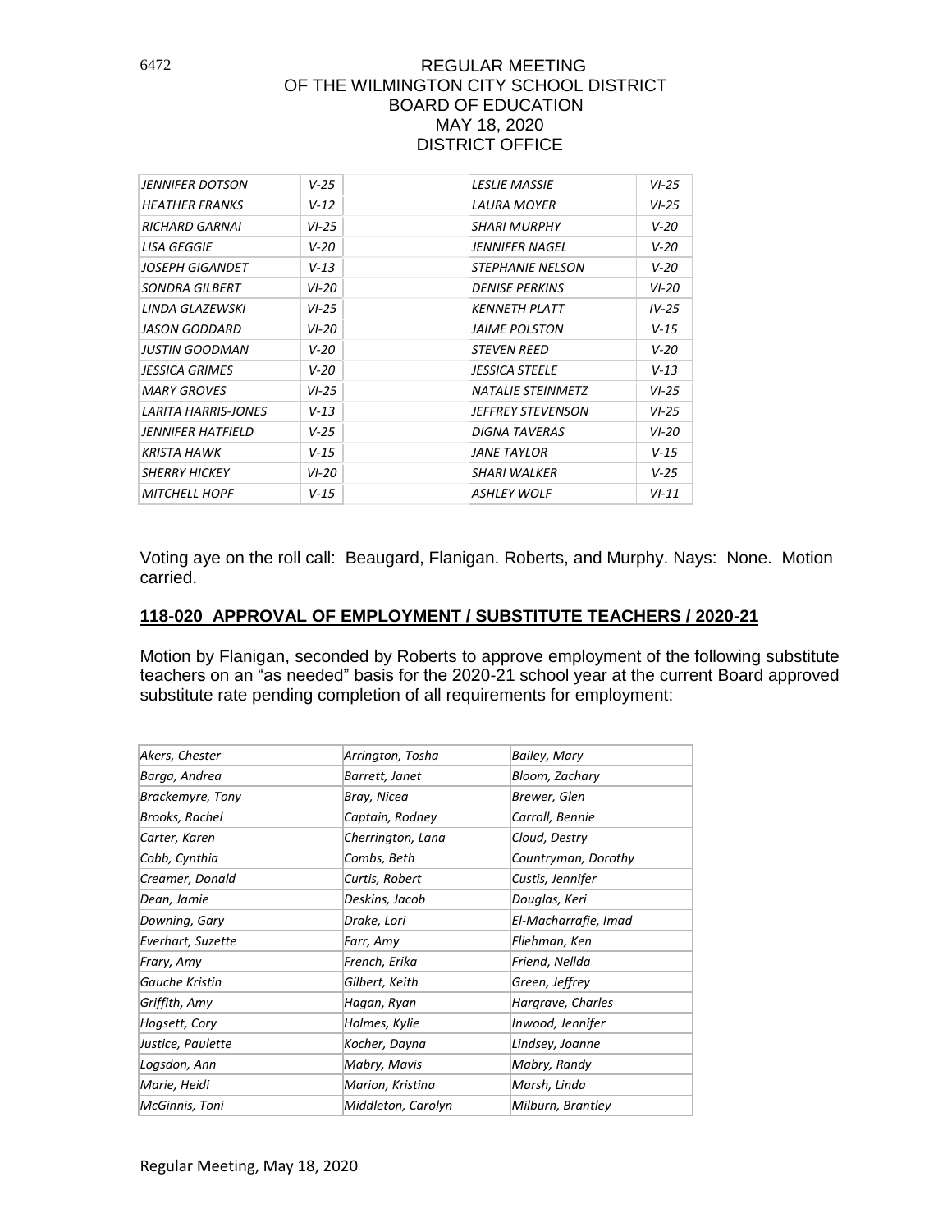REGULAR MEETING
OF THE WILMINGTON CITY SCHOOL DISTRICT
BOARD OF EDUCATION
MAY 18, 2020
DISTRICT OFFICE

| | | | | |
|---|---|---|---|---|
| *JENNIFER DOTSON* | *V-25* | | *LESLIE MASSIE* | *VI-25* |
| *HEATHER FRANKS* | *V-12* | | *LAURA MOYER* | *VI-25* |
| *RICHARD GARNAI* | *VI-25* | | *SHARI MURPHY* | *V-20* |
| *LISA GEGGIE* | *V-20* | | *JENNIFER NAGEL* | *V-20* |
| *JOSEPH GIGANDET* | *V-13* | | *STEPHANIE NELSON* | *V-20* |
| *SONDRA GILBERT* | *VI-20* | | *DENISE PERKINS* | *VI-20* |
| *LINDA GLAZEWSKI* | *VI-25* | | *KENNETH PLATT* | *IV-25* |
| *JASON GODDARD* | *VI-20* | | *JAIME POLSTON* | *V-15* |
| *JUSTIN GOODMAN* | *V-20* | | *STEVEN REED* | *V-20* |
| *JESSICA GRIMES* | *V-20* | | *JESSICA STEELE* | *V-13* |
| *MARY GROVES* | *VI-25* | | *NATALIE STEINMETZ* | *VI-25* |
| *LARITA HARRIS-JONES* | *V-13* | | *JEFFREY STEVENSON* | *VI-25* |
| *JENNIFER HATFIELD* | *V-25* | | *DIGNA TAVERAS* | *VI-20* |
| *KRISTA HAWK* | *V-15* | | *JANE TAYLOR* | *V-15* |
| *SHERRY HICKEY* | *VI-20* | | *SHARI WALKER* | *V-25* |
| *MITCHELL HOPF* | *V-15* | | *ASHLEY WOLF* | *VI-11* |

Voting aye on the roll call: Beaugard, Flanigan. Roberts, and Murphy. Nays: None. Motion carried.

## 118-020 APPROVAL OF EMPLOYMENT / SUBSTITUTE TEACHERS / 2020-21

Motion by Flanigan, seconded by Roberts to approve employment of the following substitute teachers on an "as needed" basis for the 2020-21 school year at the current Board approved substitute rate pending completion of all requirements for employment:

| | | |
|---|---|---|
| *Akers, Chester* | *Arrington, Tosha* | *Bailey, Mary* |
| *Barga, Andrea* | *Barrett, Janet* | *Bloom, Zachary* |
| *Brackemyre, Tony* | *Bray, Nicea* | *Brewer, Glen* |
| *Brooks, Rachel* | *Captain, Rodney* | *Carroll, Bennie* |
| *Carter, Karen* | *Cherrington, Lana* | *Cloud, Destry* |
| *Cobb, Cynthia* | *Combs, Beth* | *Countryman, Dorothy* |
| *Creamer, Donald* | *Curtis, Robert* | *Custis, Jennifer* |
| *Dean, Jamie* | *Deskins, Jacob* | *Douglas, Keri* |
| *Downing, Gary* | *Drake, Lori* | *El-Macharrafie, Imad* |
| *Everhart, Suzette* | *Farr, Amy* | *Fliehman, Ken* |
| *Frary, Amy* | *French, Erika* | *Friend, Nellda* |
| *Gauche Kristin* | *Gilbert, Keith* | *Green, Jeffrey* |
| *Griffith, Amy* | *Hagan, Ryan* | *Hargrave, Charles* |
| *Hogsett, Cory* | *Holmes, Kylie* | *Inwood, Jennifer* |
| *Justice, Paulette* | *Kocher, Dayna* | *Lindsey, Joanne* |
| *Logsdon, Ann* | *Mabry, Mavis* | *Mabry, Randy* |
| *Marie, Heidi* | *Marion, Kristina* | *Marsh, Linda* |
| *McGinnis, Toni* | *Middleton, Carolyn* | *Milburn, Brantley* |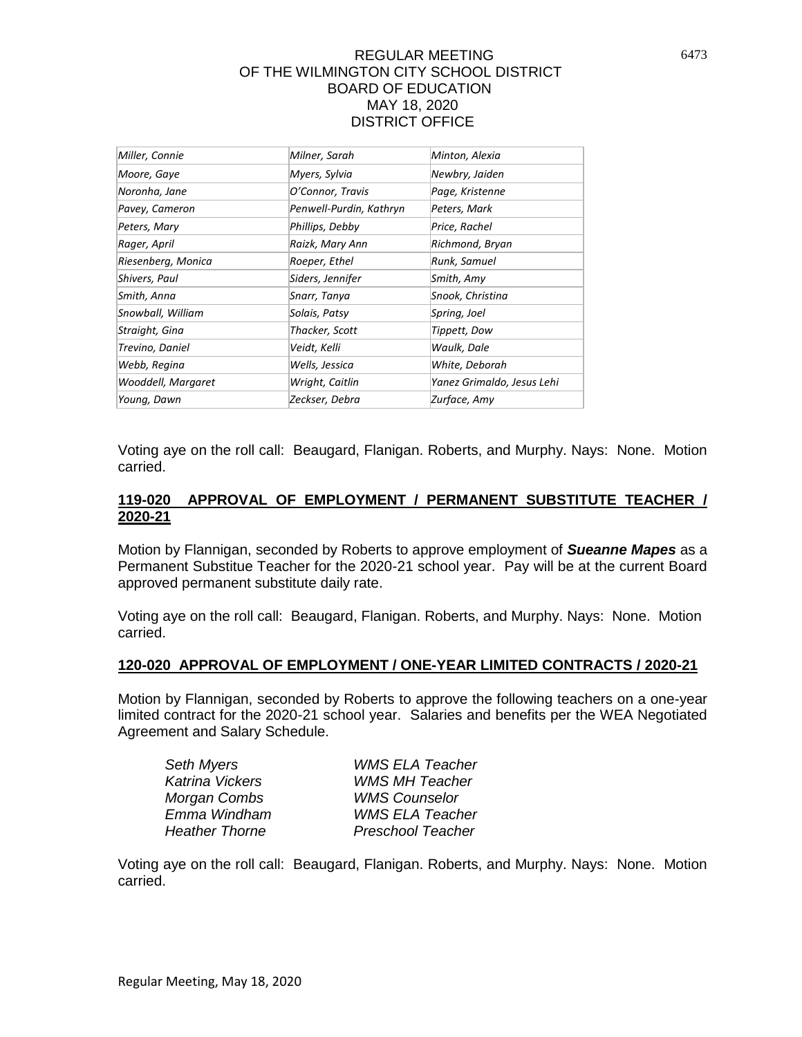| | | |
|---|---|---|
| *Miller, Connie* | *Milner, Sarah* | *Minton, Alexia* |
| *Moore, Gaye* | *Myers, Sylvia* | *Newbry, Jaiden* |
| *Noronha, Jane* | *O'Connor, Travis* | *Page, Kristenne* |
| *Pavey, Cameron* | *Penwell-Purdin, Kathryn* | *Peters, Mark* |
| *Peters, Mary* | *Phillips, Debby* | *Price, Rachel* |
| *Rager, April* | *Raizk, Mary Ann* | *Richmond, Bryan* |
| *Riesenberg, Monica* | *Roeper, Ethel* | *Runk, Samuel* |
| *Shivers, Paul* | *Siders, Jennifer* | *Smith, Amy* |
| *Smith, Anna* | *Snarr, Tanya* | *Snook, Christina* |
| *Snowball, William* | *Solais, Patsy* | *Spring, Joel* |
| *Straight, Gina* | *Thacker, Scott* | *Tippett, Dow* |
| *Trevino, Daniel* | *Veidt, Kelli* | *Waulk, Dale* |
| *Webb, Regina* | *Wells, Jessica* | *White, Deborah* |
| *Wooddell, Margaret* | *Wright, Caitlin* | *Yanez Grimaldo, Jesus Lehi* |
| *Young, Dawn* | *Zeckser, Debra* | *Zurface, Amy* |

Voting aye on the roll call: Beaugard, Flanigan. Roberts, and Murphy. Nays: None. Motion carried.

## 119-020 APPROVAL OF EMPLOYMENT / PERMANENT SUBSTITUTE TEACHER / 2020-21

Motion by Flannigan, seconded by Roberts to approve employment of ***Sueanne Mapes*** as a Permanent Substitue Teacher for the 2020-21 school year. Pay will be at the current Board approved permanent substitute daily rate.

Voting aye on the roll call: Beaugard, Flanigan. Roberts, and Murphy. Nays: None. Motion carried.

## 120-020 APPROVAL OF EMPLOYMENT / ONE-YEAR LIMITED CONTRACTS / 2020-21

Motion by Flannigan, seconded by Roberts to approve the following teachers on a one-year limited contract for the 2020-21 school year. Salaries and benefits per the WEA Negotiated Agreement and Salary Schedule.

| | |
|---|---|
| *Seth Myers* | *WMS ELA Teacher* |
| *Katrina Vickers* | *WMS MH Teacher* |
| *Morgan Combs* | *WMS Counselor* |
| *Emma Windham* | *WMS ELA Teacher* |
| *Heather Thorne* | *Preschool Teacher* |

Voting aye on the roll call: Beaugard, Flanigan. Roberts, and Murphy. Nays: None. Motion carried.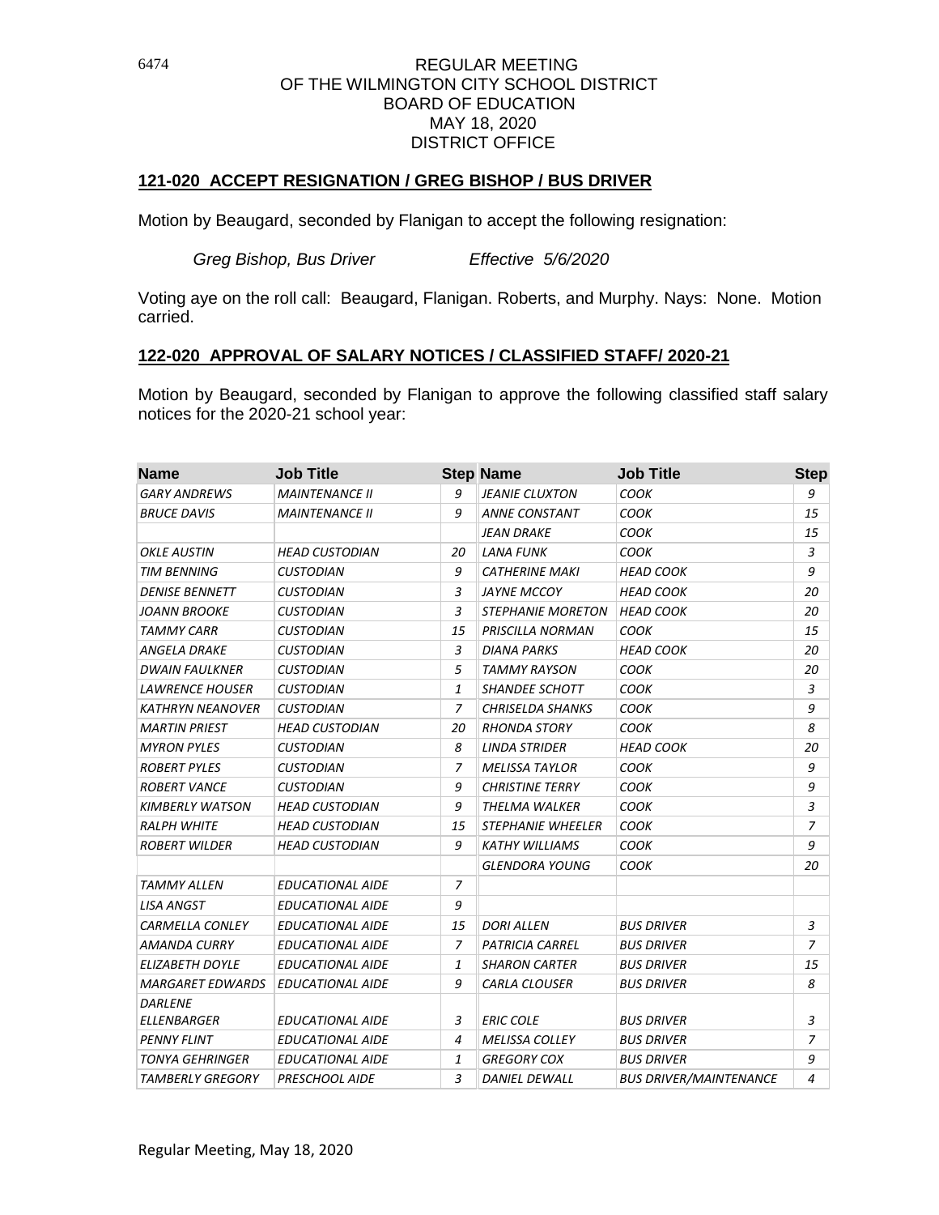REGULAR MEETING
OF THE WILMINGTON CITY SCHOOL DISTRICT
BOARD OF EDUCATION
MAY 18, 2020
DISTRICT OFFICE

**121-020 ACCEPT RESIGNATION / GREG BISHOP / BUS DRIVER**

Motion by Beaugard, seconded by Flanigan to accept the following resignation:

*Greg Bishop, Bus Driver* *Effective 5/6/2020*

Voting aye on the roll call: Beaugard, Flanigan. Roberts, and Murphy. Nays: None. Motion carried.

**122-020 APPROVAL OF SALARY NOTICES / CLASSIFIED STAFF/ 2020-21**

Motion by Beaugard, seconded by Flanigan to approve the following classified staff salary notices for the 2020-21 school year:

| Name | Job Title | Step | Name | Job Title | Step |
|---|---|---|---|---|---|
| *GARY ANDREWS* | *MAINTENANCE II* | *9* | *JEANIE CLUXTON* | *COOK* | *9* |
| *BRUCE DAVIS* | *MAINTENANCE II* | *9* | *ANNE CONSTANT* | *COOK* | *15* |
| | | | *JEAN DRAKE* | *COOK* | *15* |
| *OKLE AUSTIN* | *HEAD CUSTODIAN* | *20* | *LANA FUNK* | *COOK* | *3* |
| *TIM BENNING* | *CUSTODIAN* | *9* | *CATHERINE MAKI* | *HEAD COOK* | *9* |
| *DENISE BENNETT* | *CUSTODIAN* | *3* | *JAYNE MCCOY* | *HEAD COOK* | *20* |
| *JOANN BROOKE* | *CUSTODIAN* | *3* | *STEPHANIE MORETON* | *HEAD COOK* | *20* |
| *TAMMY CARR* | *CUSTODIAN* | *15* | *PRISCILLA NORMAN* | *COOK* | *15* |
| *ANGELA DRAKE* | *CUSTODIAN* | *3* | *DIANA PARKS* | *HEAD COOK* | *20* |
| *DWAIN FAULKNER* | *CUSTODIAN* | *5* | *TAMMY RAYSON* | *COOK* | *20* |
| *LAWRENCE HOUSER* | *CUSTODIAN* | *1* | *SHANDEE SCHOTT* | *COOK* | *3* |
| *KATHRYN NEANOVER* | *CUSTODIAN* | *7* | *CHRISELDA SHANKS* | *COOK* | *9* |
| *MARTIN PRIEST* | *HEAD CUSTODIAN* | *20* | *RHONDA STORY* | *COOK* | *8* |
| *MYRON PYLES* | *CUSTODIAN* | *8* | *LINDA STRIDER* | *HEAD COOK* | *20* |
| *ROBERT PYLES* | *CUSTODIAN* | *7* | *MELISSA TAYLOR* | *COOK* | *9* |
| *ROBERT VANCE* | *CUSTODIAN* | *9* | *CHRISTINE TERRY* | *COOK* | *9* |
| *KIMBERLY WATSON* | *HEAD CUSTODIAN* | *9* | *THELMA WALKER* | *COOK* | *3* |
| *RALPH WHITE* | *HEAD CUSTODIAN* | *15* | *STEPHANIE WHEELER* | *COOK* | *7* |
| *ROBERT WILDER* | *HEAD CUSTODIAN* | *9* | *KATHY WILLIAMS* | *COOK* | *9* |
| | | | *GLENDORA YOUNG* | *COOK* | *20* |
| *TAMMY ALLEN* | *EDUCATIONAL AIDE* | *7* | | | |
| *LISA ANGST* | *EDUCATIONAL AIDE* | *9* | | | |
| *CARMELLA CONLEY* | *EDUCATIONAL AIDE* | *15* | *DORI ALLEN* | *BUS DRIVER* | *3* |
| *AMANDA CURRY* | *EDUCATIONAL AIDE* | *7* | *PATRICIA CARREL* | *BUS DRIVER* | *7* |
| *ELIZABETH DOYLE* | *EDUCATIONAL AIDE* | *1* | *SHARON CARTER* | *BUS DRIVER* | *15* |
| *MARGARET EDWARDS* | *EDUCATIONAL AIDE* | *9* | *CARLA CLOUSER* | *BUS DRIVER* | *8* |
| *DARLENE ELLENBARGER* | *EDUCATIONAL AIDE* | *3* | *ERIC COLE* | *BUS DRIVER* | *3* |
| *PENNY FLINT* | *EDUCATIONAL AIDE* | *4* | *MELISSA COLLEY* | *BUS DRIVER* | *7* |
| *TONYA GEHRINGER* | *EDUCATIONAL AIDE* | *1* | *GREGORY COX* | *BUS DRIVER* | *9* |
| *TAMBERLY GREGORY* | *PRESCHOOL AIDE* | *3* | *DANIEL DEWALL* | *BUS DRIVER/MAINTENANCE* | *4* |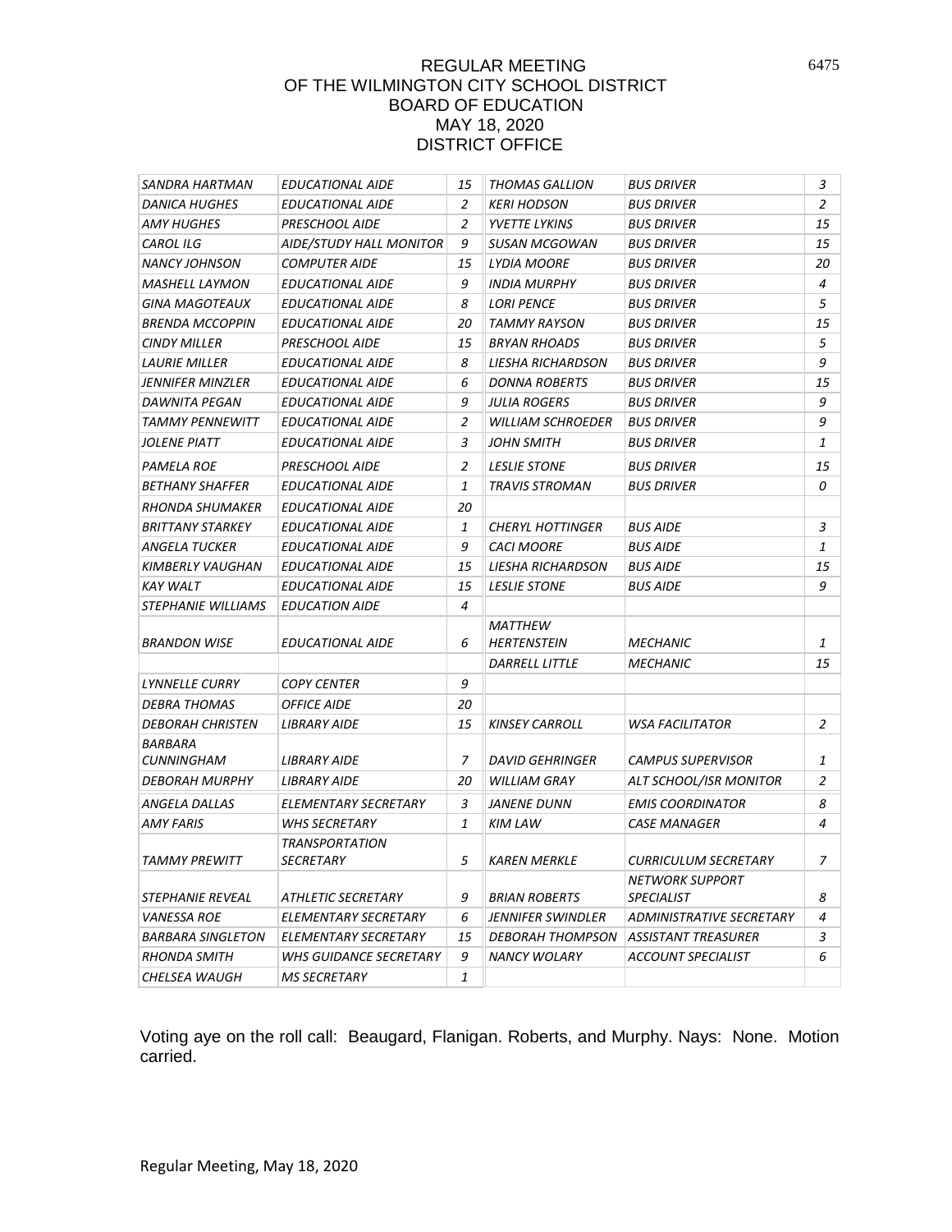# REGULAR MEETING OF THE WILMINGTON CITY SCHOOL DISTRICT BOARD OF EDUCATION MAY 18, 2020 DISTRICT OFFICE

| | | | | | |
|---|---|---|---|---|---|
| *SANDRA HARTMAN* | *EDUCATIONAL AIDE* | *15* | *THOMAS GALLION* | *BUS DRIVER* | *3* |
| *DANICA HUGHES* | *EDUCATIONAL AIDE* | *2* | *KERI HODSON* | *BUS DRIVER* | *2* |
| *AMY HUGHES* | *PRESCHOOL AIDE* | *2* | *YVETTE LYKINS* | *BUS DRIVER* | *15* |
| *CAROL ILG* | *AIDE/STUDY HALL MONITOR* | *9* | *SUSAN MCGOWAN* | *BUS DRIVER* | *15* |
| *NANCY JOHNSON* | *COMPUTER AIDE* | *15* | *LYDIA MOORE* | *BUS DRIVER* | *20* |
| *MASHELL LAYMON* | *EDUCATIONAL AIDE* | *9* | *INDIA MURPHY* | *BUS DRIVER* | *4* |
| *GINA MAGOTEAUX* | *EDUCATIONAL AIDE* | *8* | *LORI PENCE* | *BUS DRIVER* | *5* |
| *BRENDA MCCOPPIN* | *EDUCATIONAL AIDE* | *20* | *TAMMY RAYSON* | *BUS DRIVER* | *15* |
| *CINDY MILLER* | *PRESCHOOL AIDE* | *15* | *BRYAN RHOADS* | *BUS DRIVER* | *5* |
| *LAURIE MILLER* | *EDUCATIONAL AIDE* | *8* | *LIESHA RICHARDSON* | *BUS DRIVER* | *9* |
| *JENNIFER MINZLER* | *EDUCATIONAL AIDE* | *6* | *DONNA ROBERTS* | *BUS DRIVER* | *15* |
| *DAWNITA PEGAN* | *EDUCATIONAL AIDE* | *9* | *JULIA ROGERS* | *BUS DRIVER* | *9* |
| *TAMMY PENNEWITT* | *EDUCATIONAL AIDE* | *2* | *WILLIAM SCHROEDER* | *BUS DRIVER* | *9* |
| *JOLENE PIATT* | *EDUCATIONAL AIDE* | *3* | *JOHN SMITH* | *BUS DRIVER* | *1* |
| *PAMELA ROE* | *PRESCHOOL AIDE* | *2* | *LESLIE STONE* | *BUS DRIVER* | *15* |
| *BETHANY SHAFFER* | *EDUCATIONAL AIDE* | *1* | *TRAVIS STROMAN* | *BUS DRIVER* | *0* |
| *RHONDA SHUMAKER* | *EDUCATIONAL AIDE* | *20* | | | |
| *BRITTANY STARKEY* | *EDUCATIONAL AIDE* | *1* | *CHERYL HOTTINGER* | *BUS AIDE* | *3* |
| *ANGELA TUCKER* | *EDUCATIONAL AIDE* | *9* | *CACI MOORE* | *BUS AIDE* | *1* |
| *KIMBERLY VAUGHAN* | *EDUCATIONAL AIDE* | *15* | *LIESHA RICHARDSON* | *BUS AIDE* | *15* |
| *KAY WALT* | *EDUCATIONAL AIDE* | *15* | *LESLIE STONE* | *BUS AIDE* | *9* |
| *STEPHANIE WILLIAMS* | *EDUCATION AIDE* | *4* | | | |
| *BRANDON WISE* | *EDUCATIONAL AIDE* | *6* | *MATTHEW HERTENSTEIN* | *MECHANIC* | *1* |
| | | | *DARRELL LITTLE* | *MECHANIC* | *15* |
| *LYNNELLE CURRY* | *COPY CENTER* | *9* | | | |
| *DEBRA THOMAS* | *OFFICE AIDE* | *20* | | | |
| *DEBORAH CHRISTEN* | *LIBRARY AIDE* | *15* | *KINSEY CARROLL* | *WSA FACILITATOR* | *2* |
| *BARBARA CUNNINGHAM* | *LIBRARY AIDE* | *7* | *DAVID GEHRINGER* | *CAMPUS SUPERVISOR* | *1* |
| *DEBORAH MURPHY* | *LIBRARY AIDE* | *20* | *WILLIAM GRAY* | *ALT SCHOOL/ISR MONITOR* | *2* |
| *ANGELA DALLAS* | *ELEMENTARY SECRETARY* | *3* | *JANENE DUNN* | *EMIS COORDINATOR* | *8* |
| *AMY FARIS* | *WHS SECRETARY* | *1* | *KIM LAW* | *CASE MANAGER* | *4* |
| *TAMMY PREWITT* | *TRANSPORTATION SECRETARY* | *5* | *KAREN MERKLE* | *CURRICULUM SECRETARY* | *7* |
| *STEPHANIE REVEAL* | *ATHLETIC SECRETARY* | *9* | *BRIAN ROBERTS* | *NETWORK SUPPORT SPECIALIST* | *8* |
| *VANESSA ROE* | *ELEMENTARY SECRETARY* | *6* | *JENNIFER SWINDLER* | *ADMINISTRATIVE SECRETARY* | *4* |
| *BARBARA SINGLETON* | *ELEMENTARY SECRETARY* | *15* | *DEBORAH THOMPSON* | *ASSISTANT TREASURER* | *3* |
| *RHONDA SMITH* | *WHS GUIDANCE SECRETARY* | *9* | *NANCY WOLARY* | *ACCOUNT SPECIALIST* | *6* |
| *CHELSEA WAUGH* | *MS SECRETARY* | *1* | | | |

Voting aye on the roll call: Beaugard, Flanigan. Roberts, and Murphy. Nays: None. Motion carried.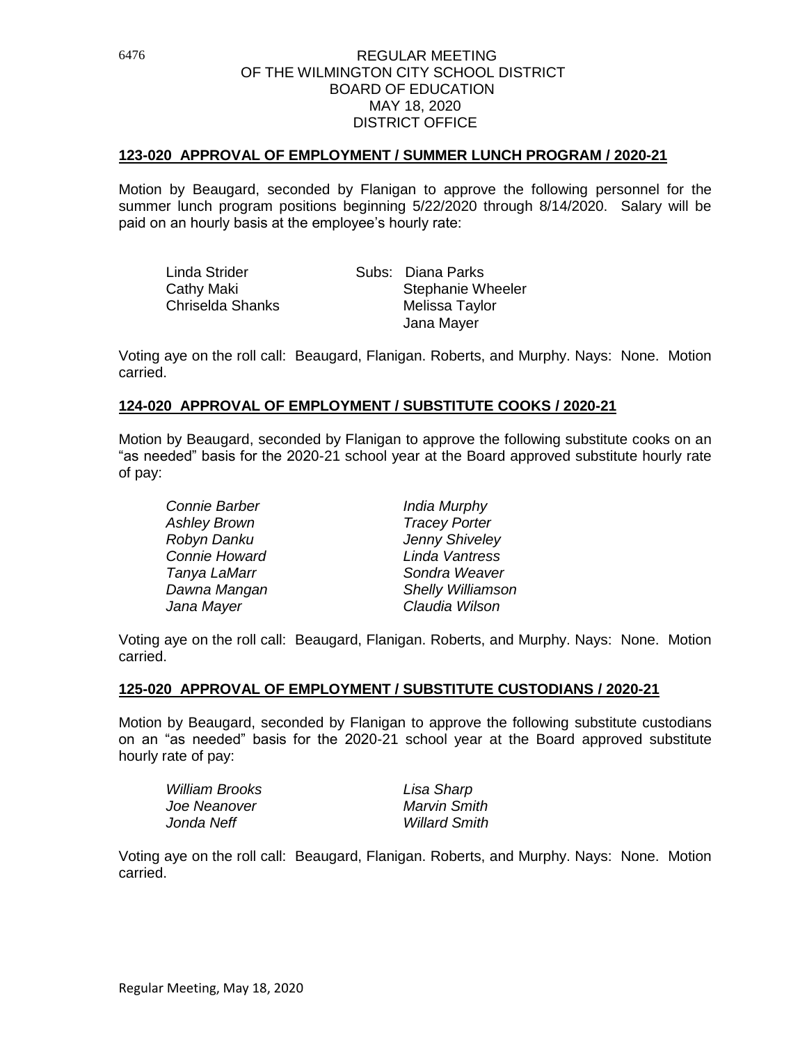REGULAR MEETING
OF THE WILMINGTON CITY SCHOOL DISTRICT
BOARD OF EDUCATION
MAY 18, 2020
DISTRICT OFFICE

**123-020 APPROVAL OF EMPLOYMENT / SUMMER LUNCH PROGRAM / 2020-21**

Motion by Beaugard, seconded by Flanigan to approve the following personnel for the summer lunch program positions beginning 5/22/2020 through 8/14/2020. Salary will be paid on an hourly basis at the employee's hourly rate:

| | |
|---|---|
| Linda Strider | Subs: Diana Parks |
| Cathy Maki | Stephanie Wheeler |
| Chriselda Shanks | Melissa Taylor |
| | Jana Mayer |

Voting aye on the roll call: Beaugard, Flanigan. Roberts, and Murphy. Nays: None. Motion carried.

**124-020 APPROVAL OF EMPLOYMENT / SUBSTITUTE COOKS / 2020-21**

Motion by Beaugard, seconded by Flanigan to approve the following substitute cooks on an "as needed" basis for the 2020-21 school year at the Board approved substitute hourly rate of pay:

| | |
|---|---|
| *Connie Barber* | *India Murphy* |
| *Ashley Brown* | *Tracey Porter* |
| *Robyn Danku* | *Jenny Shiveley* |
| *Connie Howard* | *Linda Vantress* |
| *Tanya LaMarr* | *Sondra Weaver* |
| *Dawna Mangan* | *Shelly Williamson* |
| *Jana Mayer* | *Claudia Wilson* |

Voting aye on the roll call: Beaugard, Flanigan. Roberts, and Murphy. Nays: None. Motion carried.

**125-020 APPROVAL OF EMPLOYMENT / SUBSTITUTE CUSTODIANS / 2020-21**

Motion by Beaugard, seconded by Flanigan to approve the following substitute custodians on an "as needed" basis for the 2020-21 school year at the Board approved substitute hourly rate of pay:

| | |
|---|---|
| *William Brooks* | *Lisa Sharp* |
| *Joe Neanover* | *Marvin Smith* |
| *Jonda Neff* | *Willard Smith* |

Voting aye on the roll call: Beaugard, Flanigan. Roberts, and Murphy. Nays: None. Motion carried.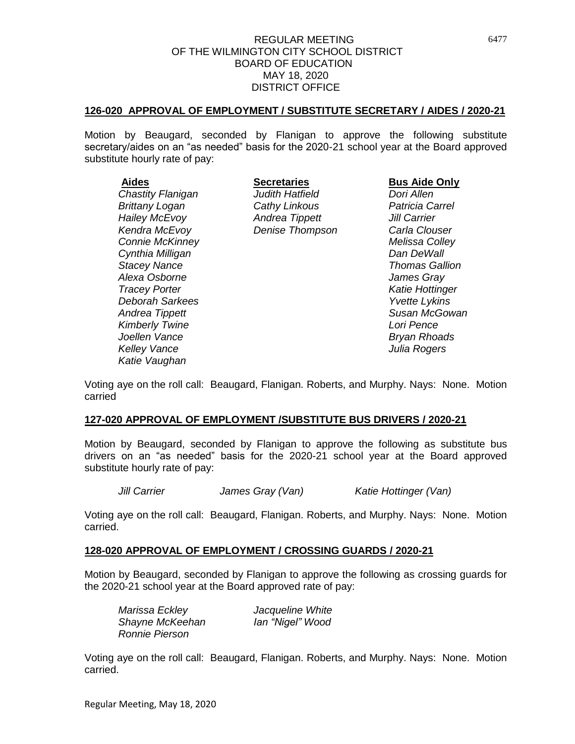REGULAR MEETING
OF THE WILMINGTON CITY SCHOOL DISTRICT
BOARD OF EDUCATION
MAY 18, 2020
DISTRICT OFFICE

**126-020 APPROVAL OF EMPLOYMENT / SUBSTITUTE SECRETARY / AIDES / 2020-21**

Motion by Beaugard, seconded by Flanigan to approve the following substitute secretary/aides on an "as needed" basis for the 2020-21 school year at the Board approved substitute hourly rate of pay:

| **Aides** | **Secretaries** | **Bus Aide Only** |
|---|---|---|
| *Chastity Flanigan* | *Judith Hatfield* | *Dori Allen* |
| *Brittany Logan* | *Cathy Linkous* | *Patricia Carrel* |
| *Hailey McEvoy* | *Andrea Tippett* | *Jill Carrier* |
| *Kendra McEvoy* | *Denise Thompson* | *Carla Clouser* |
| *Connie McKinney* | | *Melissa Colley* |
| *Cynthia Milligan* | | *Dan DeWall* |
| *Stacey Nance* | | *Thomas Gallion* |
| *Alexa Osborne* | | *James Gray* |
| *Tracey Porter* | | *Katie Hottinger* |
| *Deborah Sarkees* | | *Yvette Lykins* |
| *Andrea Tippett* | | *Susan McGowan* |
| *Kimberly Twine* | | *Lori Pence* |
| *Joellen Vance* | | *Bryan Rhoads* |
| *Kelley Vance* | | *Julia Rogers* |
| *Katie Vaughan* | | |

Voting aye on the roll call: Beaugard, Flanigan. Roberts, and Murphy. Nays: None. Motion carried

**127-020 APPROVAL OF EMPLOYMENT /SUBSTITUTE BUS DRIVERS / 2020-21**

Motion by Beaugard, seconded by Flanigan to approve the following as substitute bus drivers on an "as needed" basis for the 2020-21 school year at the Board approved substitute hourly rate of pay:

*Jill Carrier* *James Gray (Van)* *Katie Hottinger (Van)*

Voting aye on the roll call: Beaugard, Flanigan. Roberts, and Murphy. Nays: None. Motion carried.

**128-020 APPROVAL OF EMPLOYMENT / CROSSING GUARDS / 2020-21**

Motion by Beaugard, seconded by Flanigan to approve the following as crossing guards for the 2020-21 school year at the Board approved rate of pay:

| | |
|---|---|
| *Marissa Eckley* | *Jacqueline White* |
| *Shayne McKeehan* | *Ian "Nigel" Wood* |
| *Ronnie Pierson* | |

Voting aye on the roll call: Beaugard, Flanigan. Roberts, and Murphy. Nays: None. Motion carried.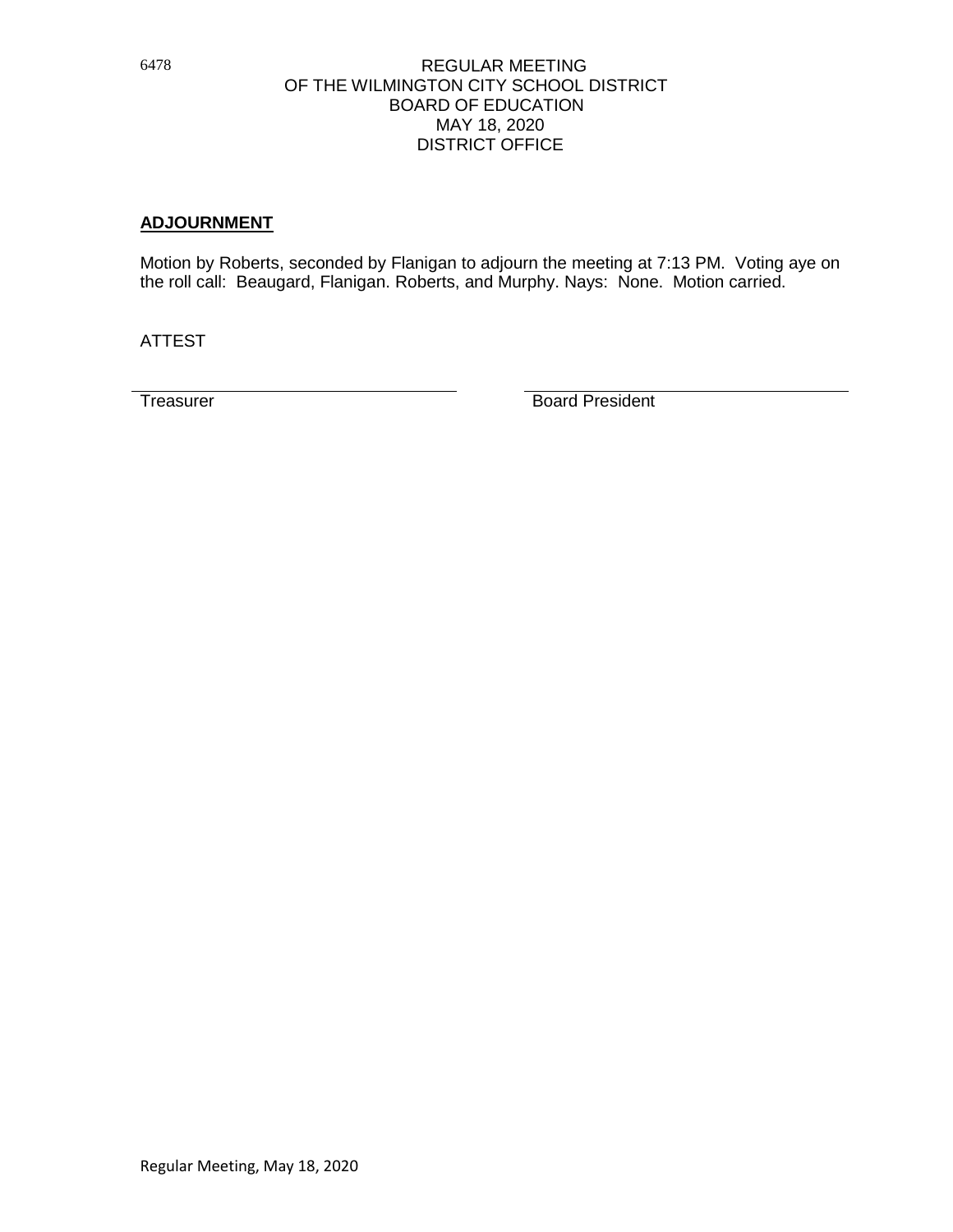## ADJOURNMENT

Motion by Roberts, seconded by Flanigan to adjourn the meeting at 7:13 PM. Voting aye on the roll call: Beaugard, Flanigan. Roberts, and Murphy. Nays: None. Motion carried.

ATTEST

| | |
|---|---|
| ______________________ | ______________________ |
| Treasurer | Board President |